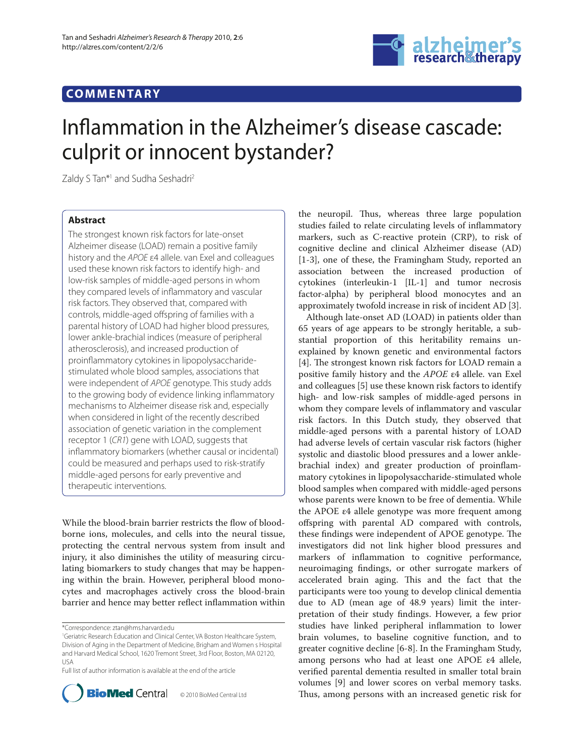**COMMENTARY**

# Inflammation in the Alzheimer's disease cascade: culprit or innocent bystander?

Zaldy S Tan*[1] and Sudha Seshadri[2]

## Abstract

The strongest known risk factors for late-onset Alzheimer disease (LOAD) remain a positive family history and the *APOE* ε4 allele. van Exel and colleagues used these known risk factors to identify high- and low-risk samples of middle-aged persons in whom they compared levels of inflammatory and vascular risk factors. They observed that, compared with controls, middle-aged offspring of families with a parental history of LOAD had higher blood pressures, lower ankle-brachial indices (measure of peripheral atherosclerosis), and increased production of proinflammatory cytokines in lipopolysaccharide-stimulated whole blood samples, associations that were independent of *APOE* genotype. This study adds to the growing body of evidence linking inflammatory mechanisms to Alzheimer disease risk and, especially when considered in light of the recently described association of genetic variation in the complement receptor 1 (*CR1*) gene with LOAD, suggests that inflammatory biomarkers (whether causal or incidental) could be measured and perhaps used to risk-stratify middle-aged persons for early preventive and therapeutic interventions.

While the blood-brain barrier restricts the flow of blood-borne ions, molecules, and cells into the neural tissue, protecting the central nervous system from insult and injury, it also diminishes the utility of measuring circulating biomarkers to study changes that may be happening within the brain. However, peripheral blood monocytes and macrophages actively cross the blood-brain barrier and hence may better reflect inflammation within the neuropil. Thus, whereas three large population studies failed to relate circulating levels of inflammatory markers, such as C-reactive protein (CRP), to risk of cognitive decline and clinical Alzheimer disease (AD) [1-3], one of these, the Framingham Study, reported an association between the increased production of cytokines (interleukin-1 [IL-1] and tumor necrosis factor-alpha) by peripheral blood monocytes and an approximately twofold increase in risk of incident AD [3].

Although late-onset AD (LOAD) in patients older than 65 years of age appears to be strongly heritable, a substantial proportion of this heritability remains unexplained by known genetic and environmental factors [4]. The strongest known risk factors for LOAD remain a positive family history and the *APOE* ε4 allele. van Exel and colleagues [5] use these known risk factors to identify high- and low-risk samples of middle-aged persons in whom they compare levels of inflammatory and vascular risk factors. In this Dutch study, they observed that middle-aged persons with a parental history of LOAD had adverse levels of certain vascular risk factors (higher systolic and diastolic blood pressures and a lower ankle-brachial index) and greater production of proinflammatory cytokines in lipopolysaccharide-stimulated whole blood samples when compared with middle-aged persons whose parents were known to be free of dementia. While the APOE ε4 allele genotype was more frequent among offspring with parental AD compared with controls, these findings were independent of APOE genotype. The investigators did not link higher blood pressures and markers of inflammation to cognitive performance, neuroimaging findings, or other surrogate markers of accelerated brain aging. This and the fact that the participants were too young to develop clinical dementia due to AD (mean age of 48.9 years) limit the interpretation of their study findings. However, a few prior studies have linked peripheral inflammation to lower brain volumes, to baseline cognitive function, and to greater cognitive decline [6-8]. In the Framingham Study, among persons who had at least one APOE ε4 allele, verified parental dementia resulted in smaller total brain volumes [9] and lower scores on verbal memory tasks. Thus, among persons with an increased genetic risk for

*Correspondence: ztan@hms.harvard.edu
[1]Geriatric Research Education and Clinical Center, VA Boston Healthcare System, Division of Aging in the Department of Medicine, Brigham and Women s Hospital and Harvard Medical School, 1620 Tremont Street, 3rd Floor, Boston, MA 02120, USA
Full list of author information is available at the end of the article

© 2010 BioMed Central Ltd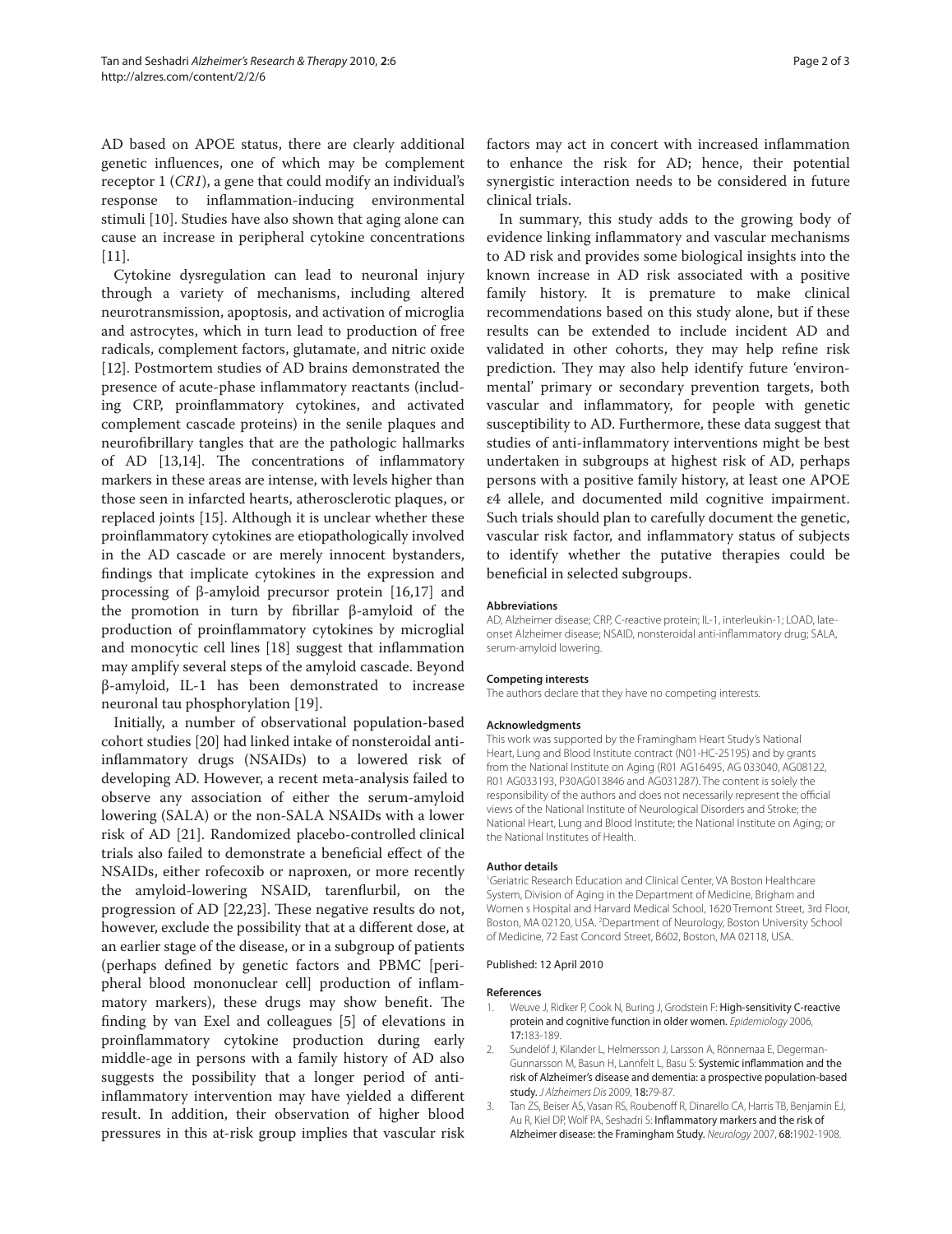AD based on APOE status, there are clearly additional genetic influences, one of which may be complement receptor 1 (*CR1*), a gene that could modify an individual's response to inflammation-inducing environmental stimuli [10]. Studies have also shown that aging alone can cause an increase in peripheral cytokine concentrations [11].

Cytokine dysregulation can lead to neuronal injury through a variety of mechanisms, including altered neurotransmission, apoptosis, and activation of microglia and astrocytes, which in turn lead to production of free radicals, complement factors, glutamate, and nitric oxide [12]. Postmortem studies of AD brains demonstrated the presence of acute-phase inflammatory reactants (including CRP, proinflammatory cytokines, and activated complement cascade proteins) in the senile plaques and neurofibrillary tangles that are the pathologic hallmarks of AD [13,14]. The concentrations of inflammatory markers in these areas are intense, with levels higher than those seen in infarcted hearts, atherosclerotic plaques, or replaced joints [15]. Although it is unclear whether these proinflammatory cytokines are etiopathologically involved in the AD cascade or are merely innocent bystanders, findings that implicate cytokines in the expression and processing of β-amyloid precursor protein [16,17] and the promotion in turn by fibrillar β-amyloid of the production of proinflammatory cytokines by microglial and monocytic cell lines [18] suggest that inflammation may amplify several steps of the amyloid cascade. Beyond β-amyloid, IL-1 has been demonstrated to increase neuronal tau phosphorylation [19].

Initially, a number of observational population-based cohort studies [20] had linked intake of nonsteroidal anti-inflammatory drugs (NSAIDs) to a lowered risk of developing AD. However, a recent meta-analysis failed to observe any association of either the serum-amyloid lowering (SALA) or the non-SALA NSAIDs with a lower risk of AD [21]. Randomized placebo-controlled clinical trials also failed to demonstrate a beneficial effect of the NSAIDs, either rofecoxib or naproxen, or more recently the amyloid-lowering NSAID, tarenflurbil, on the progression of AD [22,23]. These negative results do not, however, exclude the possibility that at a different dose, at an earlier stage of the disease, or in a subgroup of patients (perhaps defined by genetic factors and PBMC [peripheral blood mononuclear cell] production of inflammatory markers), these drugs may show benefit. The finding by van Exel and colleagues [5] of elevations in proinflammatory cytokine production during early middle-age in persons with a family history of AD also suggests the possibility that a longer period of anti-inflammatory intervention may have yielded a different result. In addition, their observation of higher blood pressures in this at-risk group implies that vascular risk factors may act in concert with increased inflammation to enhance the risk for AD; hence, their potential synergistic interaction needs to be considered in future clinical trials.

In summary, this study adds to the growing body of evidence linking inflammatory and vascular mechanisms to AD risk and provides some biological insights into the known increase in AD risk associated with a positive family history. It is premature to make clinical recommendations based on this study alone, but if these results can be extended to include incident AD and validated in other cohorts, they may help refine risk prediction. They may also help identify future 'environmental' primary or secondary prevention targets, both vascular and inflammatory, for people with genetic susceptibility to AD. Furthermore, these data suggest that studies of anti-inflammatory interventions might be best undertaken in subgroups at highest risk of AD, perhaps persons with a positive family history, at least one APOE ε4 allele, and documented mild cognitive impairment. Such trials should plan to carefully document the genetic, vascular risk factor, and inflammatory status of subjects to identify whether the putative therapies could be beneficial in selected subgroups.

#### Abbreviations
AD, Alzheimer disease; CRP, C-reactive protein; IL-1, interleukin-1; LOAD, late-onset Alzheimer disease; NSAID, nonsteroidal anti-inflammatory drug; SALA, serum-amyloid lowering.

#### Competing interests
The authors declare that they have no competing interests.

#### Acknowledgments
This work was supported by the Framingham Heart Study's National Heart, Lung and Blood Institute contract (N01-HC-25195) and by grants from the National Institute on Aging (R01 AG16495, AG 033040, AG08122, R01 AG033193, P30AG013846 and AG031287). The content is solely the responsibility of the authors and does not necessarily represent the official views of the National Institute of Neurological Disorders and Stroke; the National Heart, Lung and Blood Institute; the National Institute on Aging; or the National Institutes of Health.

#### Author details
[1]Geriatric Research Education and Clinical Center, VA Boston Healthcare System, Division of Aging in the Department of Medicine, Brigham and Women s Hospital and Harvard Medical School, 1620 Tremont Street, 3rd Floor, Boston, MA 02120, USA. [2]Department of Neurology, Boston University School of Medicine, 72 East Concord Street, B602, Boston, MA 02118, USA.

Published: 12 April 2010

#### References
1. Weuve J, Ridker P, Cook N, Buring J, Grodstein F: **High-sensitivity C-reactive protein and cognitive function in older women.** *Epidemiology* 2006, **17**:183-189.
2. Sundelöf J, Kilander L, Helmersson J, Larsson A, Rönnemaa E, Degerman-Gunnarsson M, Basun H, Lannfelt L, Basu S: **Systemic inflammation and the risk of Alzheimer's disease and dementia: a prospective population-based study.** *J Alzheimers Dis* 2009, **18**:79-87.
3. Tan ZS, Beiser AS, Vasan RS, Roubenoff R, Dinarello CA, Harris TB, Benjamin EJ, Au R, Kiel DP, Wolf PA, Seshadri S: **Inflammatory markers and the risk of Alzheimer disease: the Framingham Study.** *Neurology* 2007, **68**:1902-1908.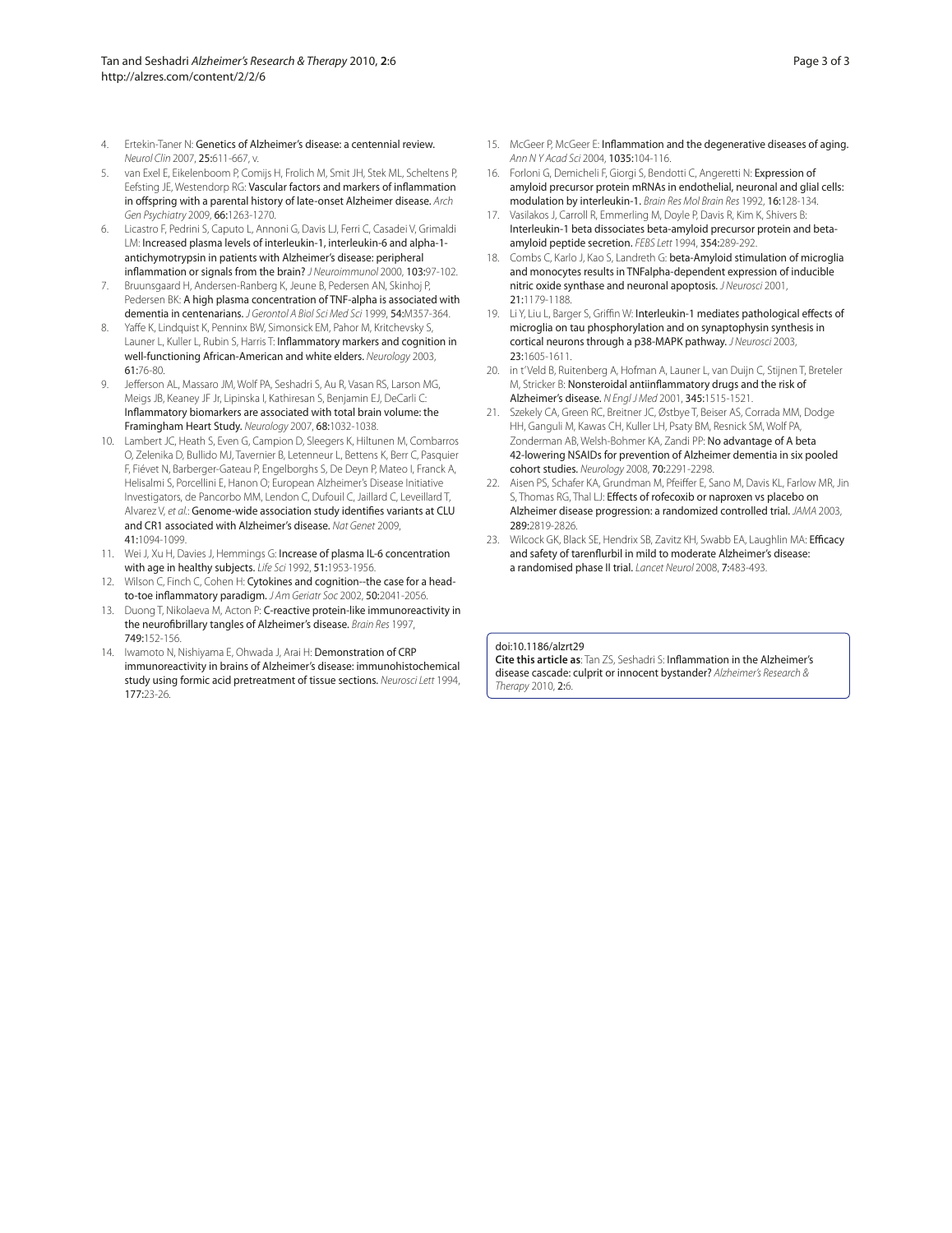4. Ertekin-Taner N: Genetics of Alzheimer's disease: a centennial review. *Neurol Clin* 2007, **25**:611-667, v.
5. van Exel E, Eikelenboom P, Comijs H, Frolich M, Smit JH, Stek ML, Scheltens P, Eefsting JE, Westendorp RG: Vascular factors and markers of inflammation in offspring with a parental history of late-onset Alzheimer disease. *Arch Gen Psychiatry* 2009, **66**:1263-1270.
6. Licastro F, Pedrini S, Caputo L, Annoni G, Davis LJ, Ferri C, Casadei V, Grimaldi LM: Increased plasma levels of interleukin-1, interleukin-6 and alpha-1-antichymotrypsin in patients with Alzheimer's disease: peripheral inflammation or signals from the brain? *J Neuroimmunol* 2000, **103**:97-102.
7. Bruunsgaard H, Andersen-Ranberg K, Jeune B, Pedersen AN, Skinhoj P, Pedersen BK: A high plasma concentration of TNF-alpha is associated with dementia in centenarians. *J Gerontol A Biol Sci Med Sci* 1999, **54**:M357-364.
8. Yaffe K, Lindquist K, Penninx BW, Simonsick EM, Pahor M, Kritchevsky S, Launer L, Kuller L, Rubin S, Harris T: Inflammatory markers and cognition in well-functioning African-American and white elders. *Neurology* 2003, **61**:76-80.
9. Jefferson AL, Massaro JM, Wolf PA, Seshadri S, Au R, Vasan RS, Larson MG, Meigs JB, Keaney JF Jr, Lipinska I, Kathiresan S, Benjamin EJ, DeCarli C: Inflammatory biomarkers are associated with total brain volume: the Framingham Heart Study. *Neurology* 2007, **68**:1032-1038.
10. Lambert JC, Heath S, Even G, Campion D, Sleegers K, Hiltunen M, Combarros O, Zelenika D, Bullido MJ, Tavernier B, Letenneur L, Bettens K, Berr C, Pasquier F, Fiévet N, Barberger-Gateau P, Engelborghs S, De Deyn P, Mateo I, Franck A, Helisalmi S, Porcellini E, Hanon O; European Alzheimer's Disease Initiative Investigators, de Pancorbo MM, Lendon C, Dufouil C, Jaillard C, Leveillard T, Alvarez V, *et al.*: Genome-wide association study identifies variants at CLU and CR1 associated with Alzheimer's disease. *Nat Genet* 2009, **41**:1094-1099.
11. Wei J, Xu H, Davies J, Hemmings G: Increase of plasma IL-6 concentration with age in healthy subjects. *Life Sci* 1992, **51**:1953-1956.
12. Wilson C, Finch C, Cohen H: Cytokines and cognition--the case for a head-to-toe inflammatory paradigm. *J Am Geriatr Soc* 2002, **50**:2041-2056.
13. Duong T, Nikolaeva M, Acton P: C-reactive protein-like immunoreactivity in the neurofibrillary tangles of Alzheimer's disease. *Brain Res* 1997, **749**:152-156.
14. Iwamoto N, Nishiyama E, Ohwada J, Arai H: Demonstration of CRP immunoreactivity in brains of Alzheimer's disease: immunohistochemical study using formic acid pretreatment of tissue sections. *Neurosci Lett* 1994, **177**:23-26.
15. McGeer P, McGeer E: Inflammation and the degenerative diseases of aging. *Ann N Y Acad Sci* 2004, **1035**:104-116.
16. Forloni G, Demicheli F, Giorgi S, Bendotti C, Angeretti N: Expression of amyloid precursor protein mRNAs in endothelial, neuronal and glial cells: modulation by interleukin-1. *Brain Res Mol Brain Res* 1992, **16**:128-134.
17. Vasilakos J, Carroll R, Emmerling M, Doyle P, Davis R, Kim K, Shivers B: Interleukin-1 beta dissociates beta-amyloid precursor protein and beta-amyloid peptide secretion. *FEBS Lett* 1994, **354**:289-292.
18. Combs C, Karlo J, Kao S, Landreth G: beta-Amyloid stimulation of microglia and monocytes results in TNFalpha-dependent expression of inducible nitric oxide synthase and neuronal apoptosis. *J Neurosci* 2001, **21**:1179-1188.
19. Li Y, Liu L, Barger S, Griffin W: Interleukin-1 mediates pathological effects of microglia on tau phosphorylation and on synaptophysin synthesis in cortical neurons through a p38-MAPK pathway. *J Neurosci* 2003, **23**:1605-1611.
20. in t'Veld B, Ruitenberg A, Hofman A, Launer L, van Duijn C, Stijnen T, Breteler M, Stricker B: Nonsteroidal antiinflammatory drugs and the risk of Alzheimer's disease. *N Engl J Med* 2001, **345**:1515-1521.
21. Szekely CA, Green RC, Breitner JC, Østbye T, Beiser AS, Corrada MM, Dodge HH, Ganguli M, Kawas CH, Kuller LH, Psaty BM, Resnick SM, Wolf PA, Zonderman AB, Welsh-Bohmer KA, Zandi PP: No advantage of A beta 42-lowering NSAIDs for prevention of Alzheimer dementia in six pooled cohort studies. *Neurology* 2008, **70**:2291-2298.
22. Aisen PS, Schafer KA, Grundman M, Pfeiffer E, Sano M, Davis KL, Farlow MR, Jin S, Thomas RG, Thal LJ: Effects of rofecoxib or naproxen vs placebo on Alzheimer disease progression: a randomized controlled trial. *JAMA* 2003, **289**:2819-2826.
23. Wilcock GK, Black SE, Hendrix SB, Zavitz KH, Swabb EA, Laughlin MA: Efficacy and safety of tarenflurbil in mild to moderate Alzheimer's disease: a randomised phase II trial. *Lancet Neurol* 2008, **7**:483-493.

doi:10.1186/alzrt29

**Cite this article as**: Tan ZS, Seshadri S: Inflammation in the Alzheimer's disease cascade: culprit or innocent bystander? *Alzheimer's Research & Therapy* 2010, **2**:6.